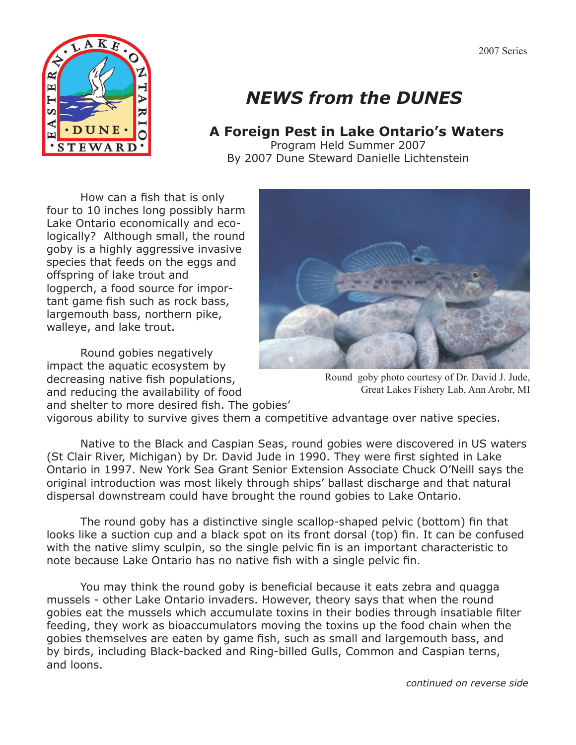2007 Series

# NEWS from the DUNES

## A Foreign Pest in Lake Ontario's Waters

Program Held Summer 2007
By 2007 Dune Steward Danielle Lichtenstein

How can a fish that is only four to 10 inches long possibly harm Lake Ontario economically and ecologically? Although small, the round goby is a highly aggressive invasive species that feeds on the eggs and offspring of lake trout and logperch, a food source for important game fish such as rock bass, largemouth bass, northern pike, walleye, and lake trout.

Round goby photo courtesy of Dr. David J. Jude, Great Lakes Fishery Lab, Ann Arobr, MI

Round gobies negatively impact the aquatic ecosystem by decreasing native fish populations, and reducing the availability of food and shelter to more desired fish. The gobies' vigorous ability to survive gives them a competitive advantage over native species.

Native to the Black and Caspian Seas, round gobies were discovered in US waters (St Clair River, Michigan) by Dr. David Jude in 1990. They were first sighted in Lake Ontario in 1997. New York Sea Grant Senior Extension Associate Chuck O'Neill says the original introduction was most likely through ships' ballast discharge and that natural dispersal downstream could have brought the round gobies to Lake Ontario.

The round goby has a distinctive single scallop-shaped pelvic (bottom) fin that looks like a suction cup and a black spot on its front dorsal (top) fin. It can be confused with the native slimy sculpin, so the single pelvic fin is an important characteristic to note because Lake Ontario has no native fish with a single pelvic fin.

You may think the round goby is beneficial because it eats zebra and quagga mussels - other Lake Ontario invaders. However, theory says that when the round gobies eat the mussels which accumulate toxins in their bodies through insatiable filter feeding, they work as bioaccumulators moving the toxins up the food chain when the gobies themselves are eaten by game fish, such as small and largemouth bass, and by birds, including Black-backed and Ring-billed Gulls, Common and Caspian terns, and loons.

*continued on reverse side*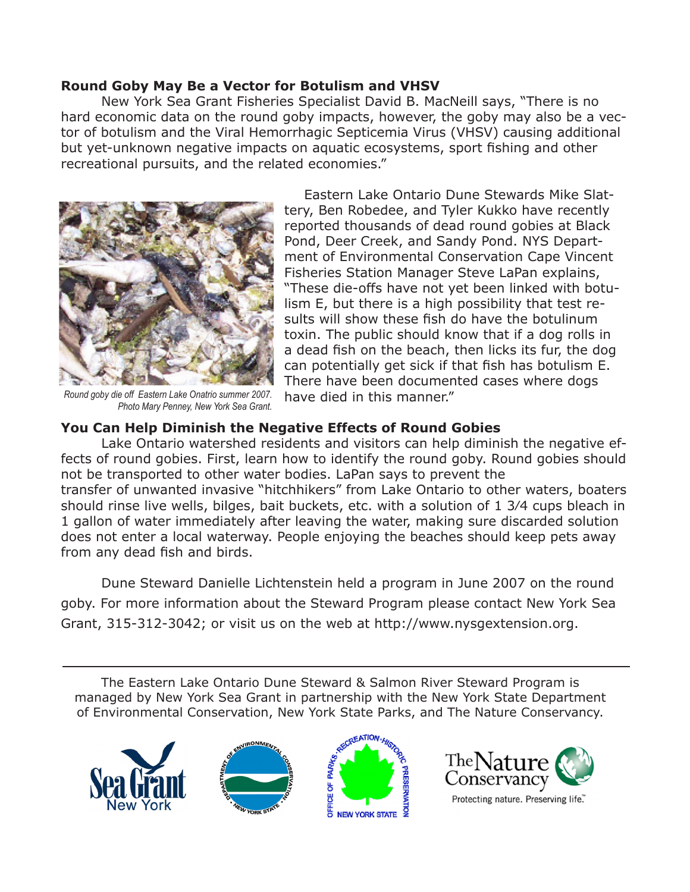**Round Goby May Be a Vector for Botulism and VHSV**

New York Sea Grant Fisheries Specialist David B. MacNeill says, "There is no hard economic data on the round goby impacts, however, the goby may also be a vector of botulism and the Viral Hemorrhagic Septicemia Virus (VHSV) causing additional but yet-unknown negative impacts on aquatic ecosystems, sport fishing and other recreational pursuits, and the related economies."

*Round goby die off Eastern Lake Onatrio summer 2007. Photo Mary Penney, New York Sea Grant.*

Eastern Lake Ontario Dune Stewards Mike Slattery, Ben Robedee, and Tyler Kukko have recently reported thousands of dead round gobies at Black Pond, Deer Creek, and Sandy Pond. NYS Department of Environmental Conservation Cape Vincent Fisheries Station Manager Steve LaPan explains, "These die-offs have not yet been linked with botulism E, but there is a high possibility that test results will show these fish do have the botulinum toxin. The public should know that if a dog rolls in a dead fish on the beach, then licks its fur, the dog can potentially get sick if that fish has botulism E. There have been documented cases where dogs have died in this manner."

**You Can Help Diminish the Negative Effects of Round Gobies**

Lake Ontario watershed residents and visitors can help diminish the negative effects of round gobies. First, learn how to identify the round goby. Round gobies should not be transported to other water bodies. LaPan says to prevent the transfer of unwanted invasive "hitchhikers" from Lake Ontario to other waters, boaters should rinse live wells, bilges, bait buckets, etc. with a solution of 1 3/4 cups bleach in 1 gallon of water immediately after leaving the water, making sure discarded solution does not enter a local waterway. People enjoying the beaches should keep pets away from any dead fish and birds.

Dune Steward Danielle Lichtenstein held a program in June 2007 on the round goby. For more information about the Steward Program please contact New York Sea Grant, 315-312-3042; or visit us on the web at http://www.nysgextension.org.

---

The Eastern Lake Ontario Dune Steward & Salmon River Steward Program is managed by New York Sea Grant in partnership with the New York State Department of Environmental Conservation, New York State Parks, and The Nature Conservancy.